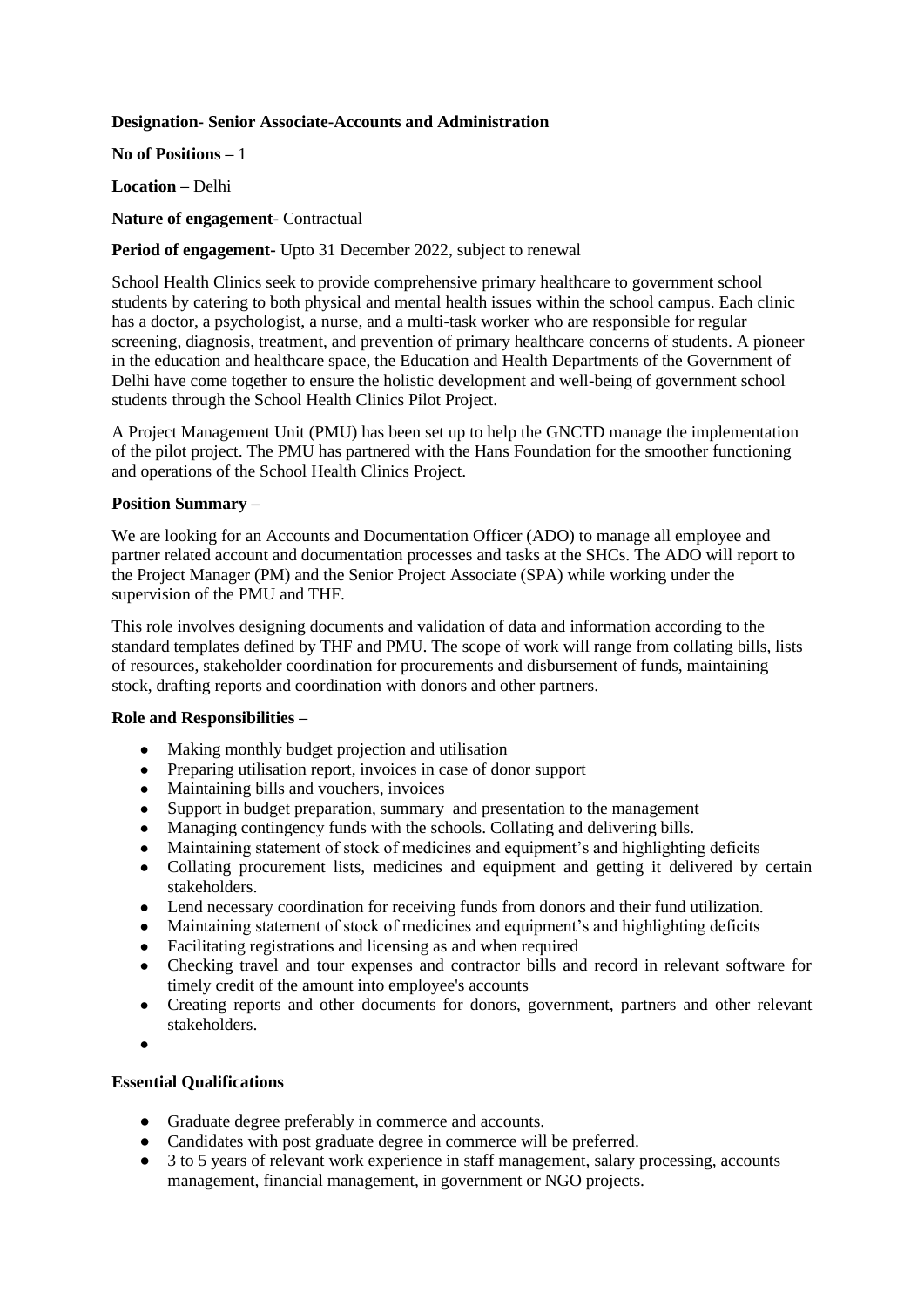**Designation- Senior Associate-Accounts and Administration**

**No of Positions –** 1

**Location –** Delhi

**Nature of engagement**- Contractual

**Period of engagement-** Upto 31 December 2022, subject to renewal

School Health Clinics seek to provide comprehensive primary healthcare to government school students by catering to both physical and mental health issues within the school campus. Each clinic has a doctor, a psychologist, a nurse, and a multi-task worker who are responsible for regular screening, diagnosis, treatment, and prevention of primary healthcare concerns of students. A pioneer in the education and healthcare space, the Education and Health Departments of the Government of Delhi have come together to ensure the holistic development and well-being of government school students through the School Health Clinics Pilot Project.

A Project Management Unit (PMU) has been set up to help the GNCTD manage the implementation of the pilot project. The PMU has partnered with the Hans Foundation for the smoother functioning and operations of the School Health Clinics Project.

**Position Summary –**

We are looking for an Accounts and Documentation Officer (ADO) to manage all employee and partner related account and documentation processes and tasks at the SHCs. The ADO will report to the Project Manager (PM) and the Senior Project Associate (SPA) while working under the supervision of the PMU and THF.

This role involves designing documents and validation of data and information according to the standard templates defined by THF and PMU. The scope of work will range from collating bills, lists of resources, stakeholder coordination for procurements and disbursement of funds, maintaining stock, drafting reports and coordination with donors and other partners.

**Role and Responsibilities –**

- Making monthly budget projection and utilisation
- Preparing utilisation report, invoices in case of donor support
- Maintaining bills and vouchers, invoices
- Support in budget preparation, summary and presentation to the management
- Managing contingency funds with the schools. Collating and delivering bills.
- Maintaining statement of stock of medicines and equipment's and highlighting deficits
- Collating procurement lists, medicines and equipment and getting it delivered by certain stakeholders.
- Lend necessary coordination for receiving funds from donors and their fund utilization.
- Maintaining statement of stock of medicines and equipment's and highlighting deficits
- Facilitating registrations and licensing as and when required
- Checking travel and tour expenses and contractor bills and record in relevant software for timely credit of the amount into employee's accounts
- Creating reports and other documents for donors, government, partners and other relevant stakeholders.

**Essential Qualifications**

- Graduate degree preferably in commerce and accounts.
- Candidates with post graduate degree in commerce will be preferred.
- 3 to 5 years of relevant work experience in staff management, salary processing, accounts management, financial management, in government or NGO projects.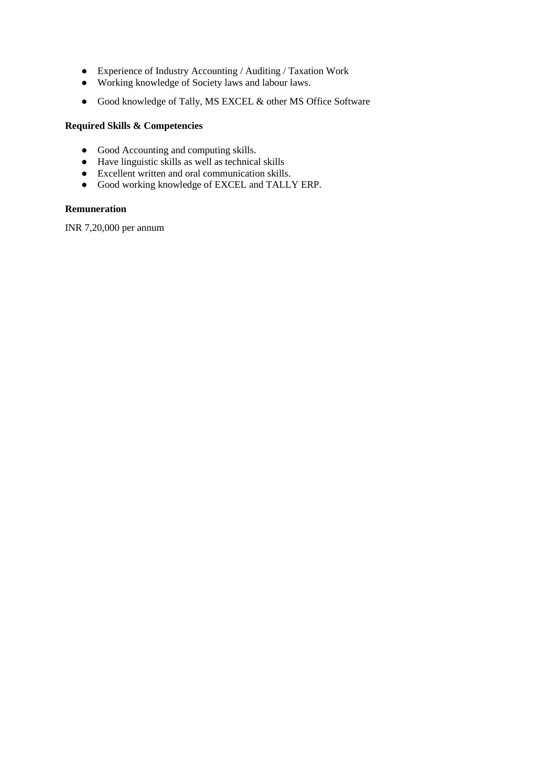- Experience of Industry Accounting / Auditing / Taxation Work
- Working knowledge of Society laws and labour laws.
- Good knowledge of Tally, MS EXCEL & other MS Office Software

**Required Skills & Competencies**

- Good Accounting and computing skills.
- Have linguistic skills as well as technical skills
- Excellent written and oral communication skills.
- Good working knowledge of EXCEL and TALLY ERP.

**Remuneration**

INR 7,20,000 per annum